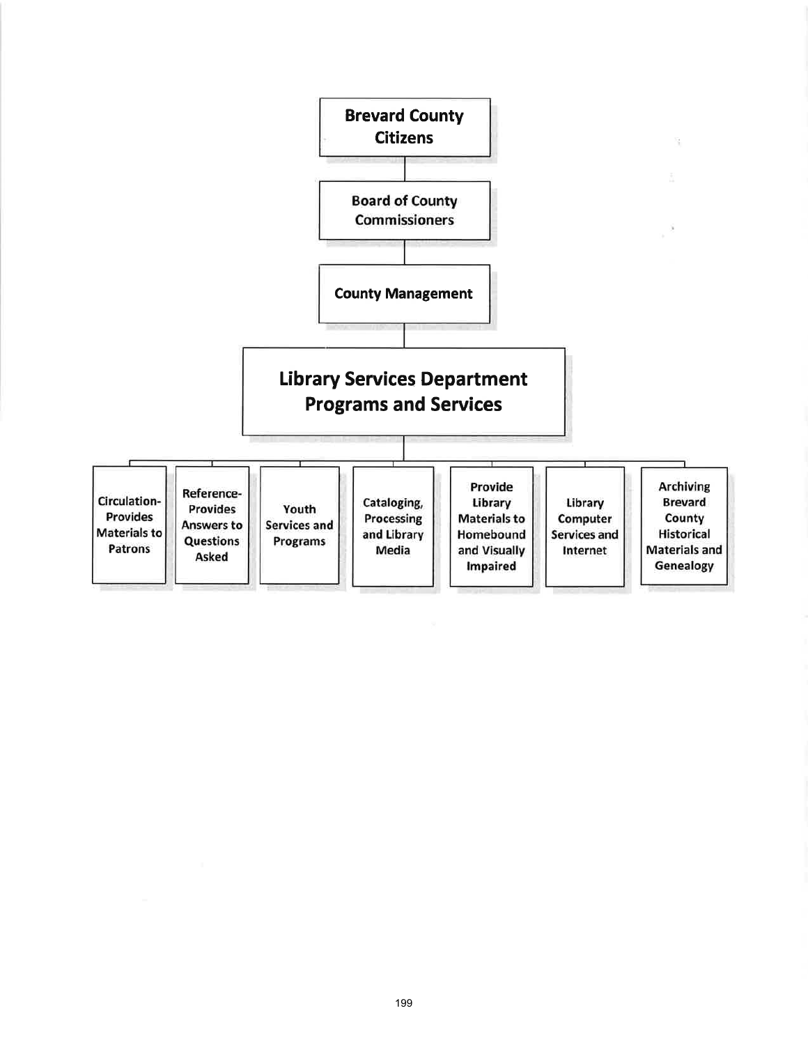**Brevard County Citizens**

**Board of County Commissioners**

**County Management**

# Library Services Department Programs and Services

- Circulation-Provides Materials to Patrons
- Reference-Provides Answers to Questions Asked
- Youth Services and Programs
- Cataloging, Processing and Library Media
- Provide Library Materials to Homebound and Visually Impaired
- Library Computer Services and Internet
- Archiving Brevard County Historical Materials and Genealogy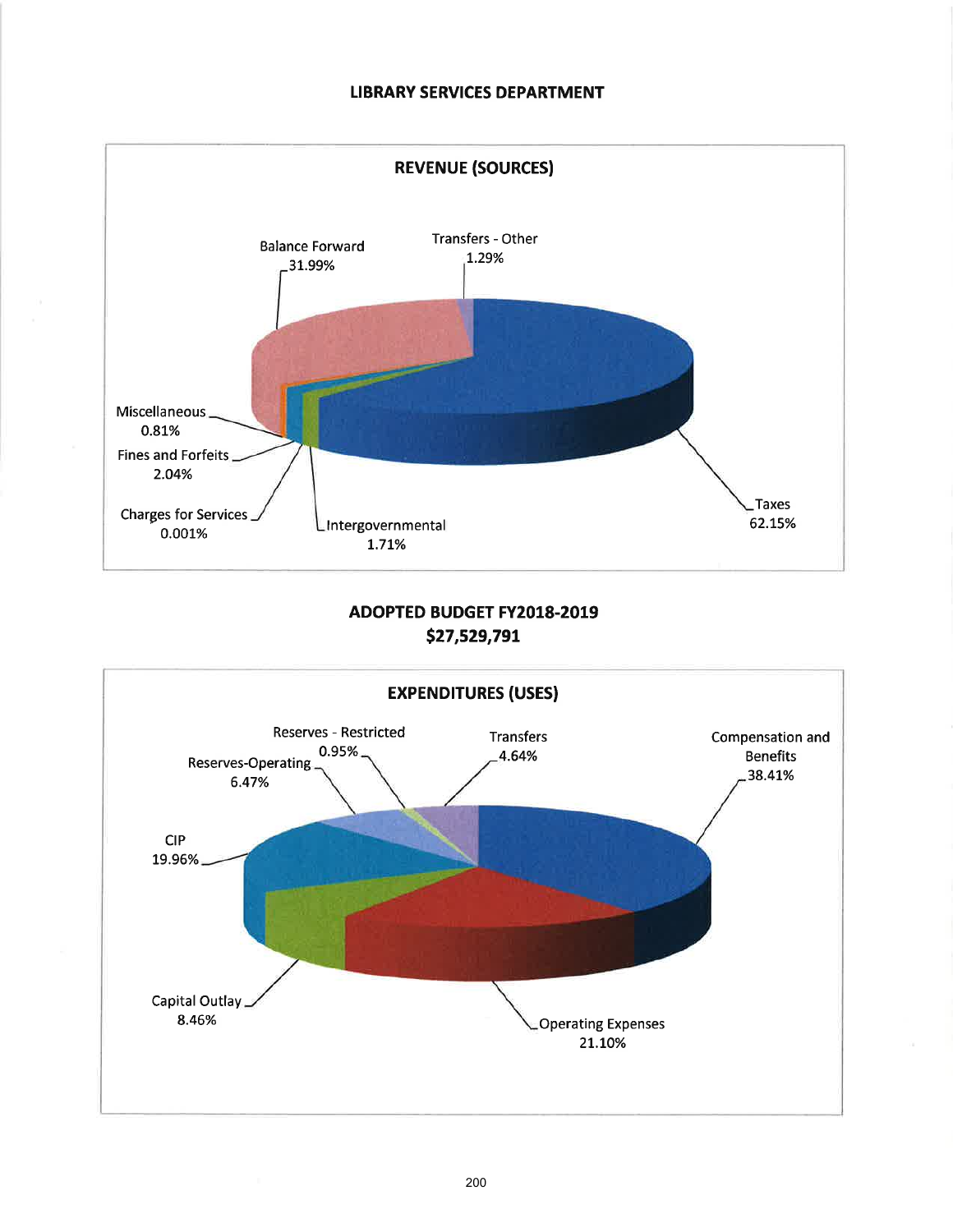# LIBRARY SERVICES DEPARTMENT

## REVENUE (SOURCES)

| Source | Percentage |
| --- | --- |
| Taxes | 62.15% |
| Balance Forward | 31.99% |
| Transfers - Other | 1.29% |
| Miscellaneous | 0.81% |
| Fines and Forfeits | 2.04% |
| Charges for Services | 0.001% |
| Intergovernmental | 1.71% |

## ADOPTED BUDGET FY2018-2019
## $27,529,791

## EXPENDITURES (USES)

| Use | Percentage |
| --- | --- |
| Compensation and Benefits | 38.41% |
| Operating Expenses | 21.10% |
| Capital Outlay | 8.46% |
| CIP | 19.96% |
| Reserves-Operating | 6.47% |
| Reserves - Restricted | 0.95% |
| Transfers | 4.64% |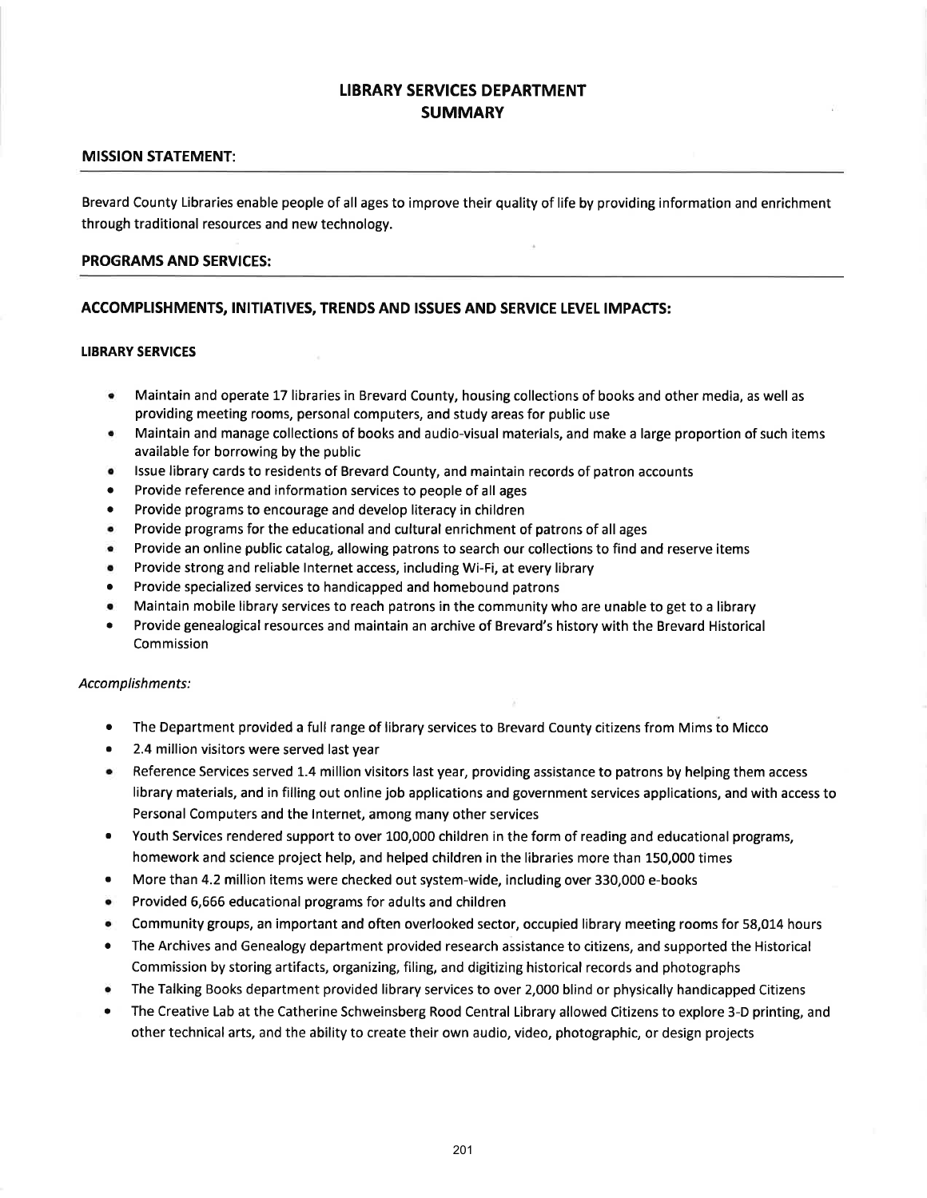# LIBRARY SERVICES DEPARTMENT
# SUMMARY

## MISSION STATEMENT:

Brevard County Libraries enable people of all ages to improve their quality of life by providing information and enrichment through traditional resources and new technology.

## PROGRAMS AND SERVICES:

## ACCOMPLISHMENTS, INITIATIVES, TRENDS AND ISSUES AND SERVICE LEVEL IMPACTS:

### LIBRARY SERVICES

- Maintain and operate 17 libraries in Brevard County, housing collections of books and other media, as well as providing meeting rooms, personal computers, and study areas for public use
- Maintain and manage collections of books and audio-visual materials, and make a large proportion of such items available for borrowing by the public
- Issue library cards to residents of Brevard County, and maintain records of patron accounts
- Provide reference and information services to people of all ages
- Provide programs to encourage and develop literacy in children
- Provide programs for the educational and cultural enrichment of patrons of all ages
- Provide an online public catalog, allowing patrons to search our collections to find and reserve items
- Provide strong and reliable Internet access, including Wi-Fi, at every library
- Provide specialized services to handicapped and homebound patrons
- Maintain mobile library services to reach patrons in the community who are unable to get to a library
- Provide genealogical resources and maintain an archive of Brevard's history with the Brevard Historical Commission

*Accomplishments:*

- The Department provided a full range of library services to Brevard County citizens from Mims to Micco
- 2.4 million visitors were served last year
- Reference Services served 1.4 million visitors last year, providing assistance to patrons by helping them access library materials, and in filling out online job applications and government services applications, and with access to Personal Computers and the Internet, among many other services
- Youth Services rendered support to over 100,000 children in the form of reading and educational programs, homework and science project help, and helped children in the libraries more than 150,000 times
- More than 4.2 million items were checked out system-wide, including over 330,000 e-books
- Provided 6,666 educational programs for adults and children
- Community groups, an important and often overlooked sector, occupied library meeting rooms for 58,014 hours
- The Archives and Genealogy department provided research assistance to citizens, and supported the Historical Commission by storing artifacts, organizing, filing, and digitizing historical records and photographs
- The Talking Books department provided library services to over 2,000 blind or physically handicapped Citizens
- The Creative Lab at the Catherine Schweinsberg Rood Central Library allowed Citizens to explore 3-D printing, and other technical arts, and the ability to create their own audio, video, photographic, or design projects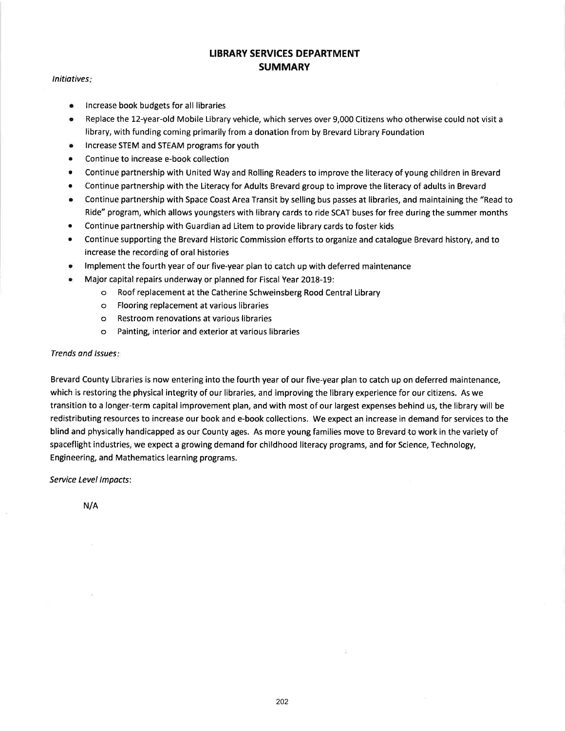# LIBRARY SERVICES DEPARTMENT
## SUMMARY

*Initiatives:*

- Increase book budgets for all libraries
- Replace the 12-year-old Mobile Library vehicle, which serves over 9,000 Citizens who otherwise could not visit a library, with funding coming primarily from a donation from by Brevard Library Foundation
- Increase STEM and STEAM programs for youth
- Continue to increase e-book collection
- Continue partnership with United Way and Rolling Readers to improve the literacy of young children in Brevard
- Continue partnership with the Literacy for Adults Brevard group to improve the literacy of adults in Brevard
- Continue partnership with Space Coast Area Transit by selling bus passes at libraries, and maintaining the "Read to Ride" program, which allows youngsters with library cards to ride SCAT buses for free during the summer months
- Continue partnership with Guardian ad Litem to provide library cards to foster kids
- Continue supporting the Brevard Historic Commission efforts to organize and catalogue Brevard history, and to increase the recording of oral histories
- Implement the fourth year of our five-year plan to catch up with deferred maintenance
- Major capital repairs underway or planned for Fiscal Year 2018-19:
  - Roof replacement at the Catherine Schweinsberg Rood Central Library
  - Flooring replacement at various libraries
  - Restroom renovations at various libraries
  - Painting, interior and exterior at various libraries

*Trends and Issues:*

Brevard County Libraries is now entering into the fourth year of our five-year plan to catch up on deferred maintenance, which is restoring the physical integrity of our libraries, and improving the library experience for our citizens. As we transition to a longer-term capital improvement plan, and with most of our largest expenses behind us, the library will be redistributing resources to increase our book and e-book collections. We expect an increase in demand for services to the blind and physically handicapped as our County ages. As more young families move to Brevard to work in the variety of spaceflight industries, we expect a growing demand for childhood literacy programs, and for Science, Technology, Engineering, and Mathematics learning programs.

*Service Level Impacts:*

N/A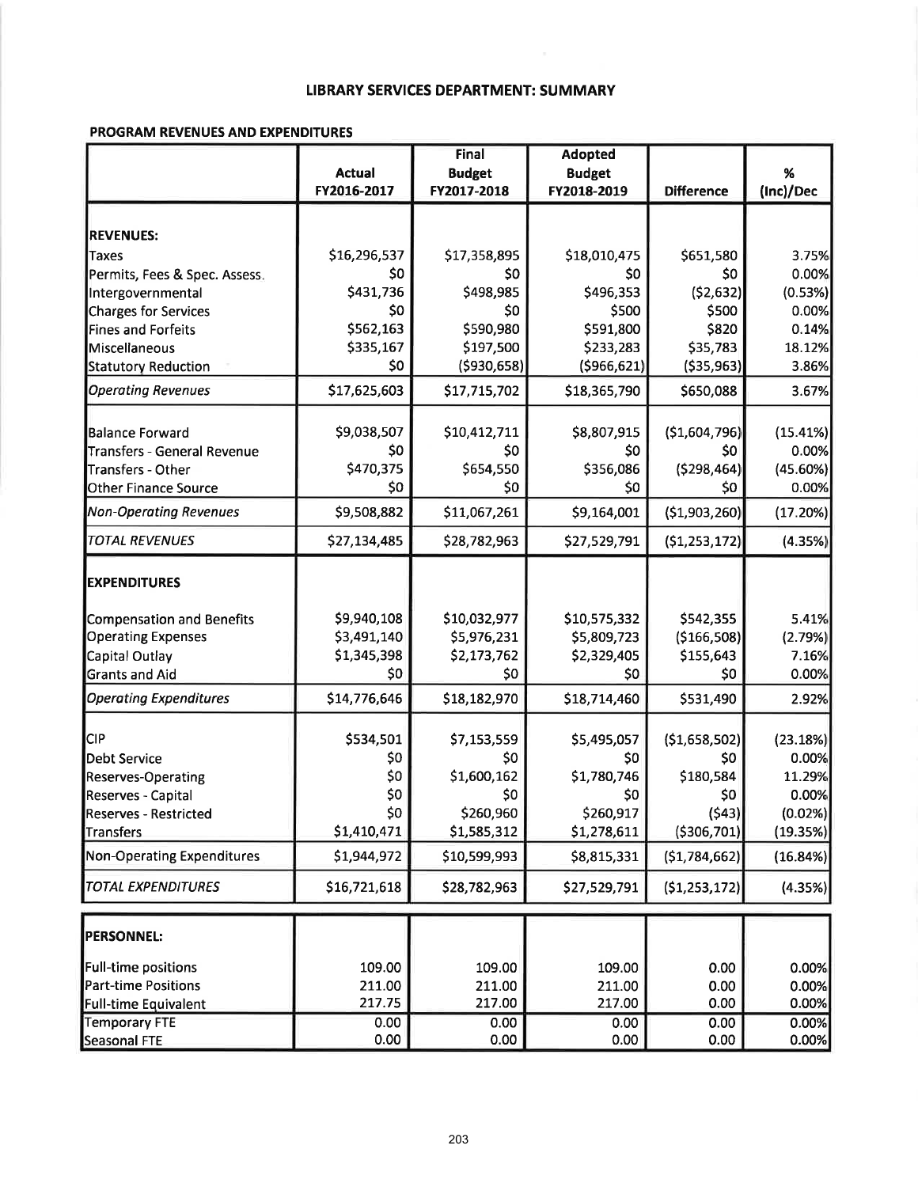# LIBRARY SERVICES DEPARTMENT: SUMMARY

## PROGRAM REVENUES AND EXPENDITURES

| | Actual FY2016-2017 | Final Budget FY2017-2018 | Adopted Budget FY2018-2019 | Difference | % (Inc)/Dec |
|---|---|---|---|---|---|
| **REVENUES:** | | | | | |
| Taxes | $16,296,537 | $17,358,895 | $18,010,475 | $651,580 | 3.75% |
| Permits, Fees & Spec. Assess. | $0 | $0 | $0 | $0 | 0.00% |
| Intergovernmental | $431,736 | $498,985 | $496,353 | ($2,632) | (0.53%) |
| Charges for Services | $0 | $0 | $500 | $500 | 0.00% |
| Fines and Forfeits | $562,163 | $590,980 | $591,800 | $820 | 0.14% |
| Miscellaneous | $335,167 | $197,500 | $233,283 | $35,783 | 18.12% |
| Statutory Reduction | $0 | ($930,658) | ($966,621) | ($35,963) | 3.86% |
| *Operating Revenues* | $17,625,603 | $17,715,702 | $18,365,790 | $650,088 | 3.67% |
| Balance Forward | $9,038,507 | $10,412,711 | $8,807,915 | ($1,604,796) | (15.41%) |
| Transfers - General Revenue | $0 | $0 | $0 | $0 | 0.00% |
| Transfers - Other | $470,375 | $654,550 | $356,086 | ($298,464) | (45.60%) |
| Other Finance Source | $0 | $0 | $0 | $0 | 0.00% |
| *Non-Operating Revenues* | $9,508,882 | $11,067,261 | $9,164,001 | ($1,903,260) | (17.20%) |
| *TOTAL REVENUES* | $27,134,485 | $28,782,963 | $27,529,791 | ($1,253,172) | (4.35%) |
| **EXPENDITURES** | | | | | |
| Compensation and Benefits | $9,940,108 | $10,032,977 | $10,575,332 | $542,355 | 5.41% |
| Operating Expenses | $3,491,140 | $5,976,231 | $5,809,723 | ($166,508) | (2.79%) |
| Capital Outlay | $1,345,398 | $2,173,762 | $2,329,405 | $155,643 | 7.16% |
| Grants and Aid | $0 | $0 | $0 | $0 | 0.00% |
| *Operating Expenditures* | $14,776,646 | $18,182,970 | $18,714,460 | $531,490 | 2.92% |
| CIP | $534,501 | $7,153,559 | $5,495,057 | ($1,658,502) | (23.18%) |
| Debt Service | $0 | $0 | $0 | $0 | 0.00% |
| Reserves-Operating | $0 | $1,600,162 | $1,780,746 | $180,584 | 11.29% |
| Reserves - Capital | $0 | $0 | $0 | $0 | 0.00% |
| Reserves - Restricted | $0 | $260,960 | $260,917 | ($43) | (0.02%) |
| Transfers | $1,410,471 | $1,585,312 | $1,278,611 | ($306,701) | (19.35%) |
| Non-Operating Expenditures | $1,944,972 | $10,599,993 | $8,815,331 | ($1,784,662) | (16.84%) |
| *TOTAL EXPENDITURES* | $16,721,618 | $28,782,963 | $27,529,791 | ($1,253,172) | (4.35%) |

| | | | | | |
|---|---|---|---|---|---|
| **PERSONNEL:** | | | | | |
| Full-time positions | 109.00 | 109.00 | 109.00 | 0.00 | 0.00% |
| Part-time Positions | 211.00 | 211.00 | 211.00 | 0.00 | 0.00% |
| Full-time Equivalent | 217.75 | 217.00 | 217.00 | 0.00 | 0.00% |
| Temporary FTE | 0.00 | 0.00 | 0.00 | 0.00 | 0.00% |
| Seasonal FTE | 0.00 | 0.00 | 0.00 | 0.00 | 0.00% |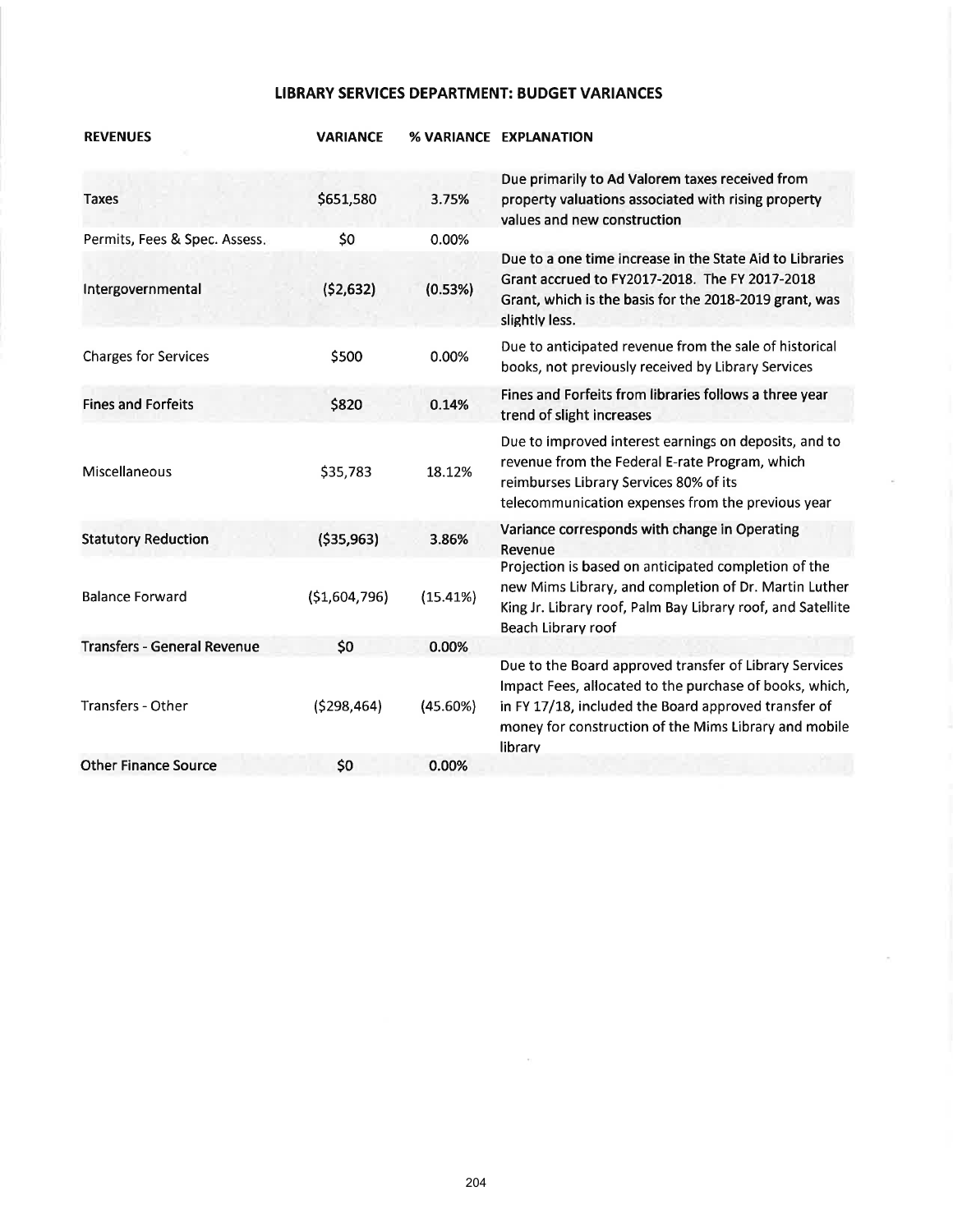## LIBRARY SERVICES DEPARTMENT: BUDGET VARIANCES

| REVENUES | VARIANCE | % VARIANCE | EXPLANATION |
|---|---|---|---|
| Taxes | $651,580 | 3.75% | Due primarily to Ad Valorem taxes received from property valuations associated with rising property values and new construction |
| Permits, Fees & Spec. Assess. | $0 | 0.00% | |
| Intergovernmental | ($2,632) | (0.53%) | Due to a one time increase in the State Aid to Libraries Grant accrued to FY2017-2018. The FY 2017-2018 Grant, which is the basis for the 2018-2019 grant, was slightly less. |
| Charges for Services | $500 | 0.00% | Due to anticipated revenue from the sale of historical books, not previously received by Library Services |
| Fines and Forfeits | $820 | 0.14% | Fines and Forfeits from libraries follows a three year trend of slight increases |
| Miscellaneous | $35,783 | 18.12% | Due to improved interest earnings on deposits, and to revenue from the Federal E-rate Program, which reimburses Library Services 80% of its telecommunication expenses from the previous year |
| Statutory Reduction | ($35,963) | 3.86% | Variance corresponds with change in Operating Revenue |
| Balance Forward | ($1,604,796) | (15.41%) | Projection is based on anticipated completion of the new Mims Library, and completion of Dr. Martin Luther King Jr. Library roof, Palm Bay Library roof, and Satellite Beach Library roof |
| Transfers - General Revenue | $0 | 0.00% | |
| Transfers - Other | ($298,464) | (45.60%) | Due to the Board approved transfer of Library Services Impact Fees, allocated to the purchase of books, which, in FY 17/18, included the Board approved transfer of money for construction of the Mims Library and mobile library |
| Other Finance Source | $0 | 0.00% | |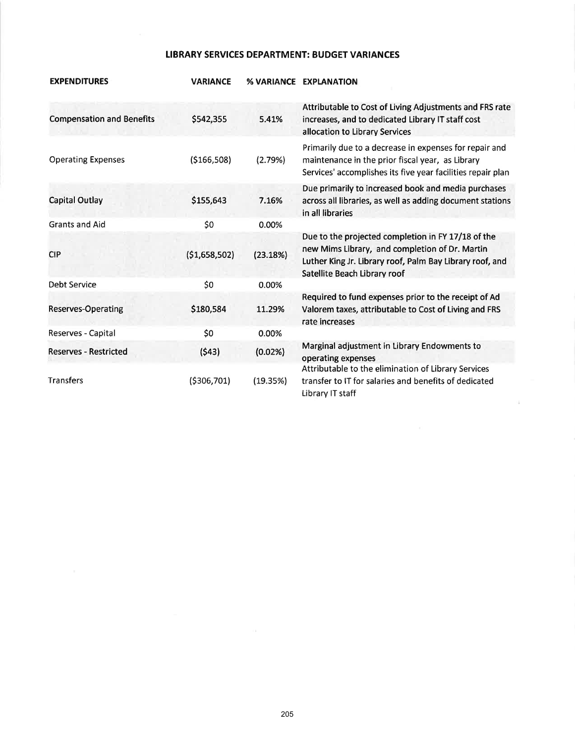## LIBRARY SERVICES DEPARTMENT: BUDGET VARIANCES

| EXPENDITURES | VARIANCE | % VARIANCE | EXPLANATION |
|---|---|---|---|
| Compensation and Benefits | $542,355 | 5.41% | Attributable to Cost of Living Adjustments and FRS rate increases, and to dedicated Library IT staff cost allocation to Library Services |
| Operating Expenses | ($166,508) | (2.79%) | Primarily due to a decrease in expenses for repair and maintenance in the prior fiscal year, as Library Services' accomplishes its five year facilities repair plan |
| Capital Outlay | $155,643 | 7.16% | Due primarily to increased book and media purchases across all libraries, as well as adding document stations in all libraries |
| Grants and Aid | $0 | 0.00% | |
| CIP | ($1,658,502) | (23.18%) | Due to the projected completion in FY 17/18 of the new Mims Library, and completion of Dr. Martin Luther King Jr. Library roof, Palm Bay Library roof, and Satellite Beach Library roof |
| Debt Service | $0 | 0.00% | |
| Reserves-Operating | $180,584 | 11.29% | Required to fund expenses prior to the receipt of Ad Valorem taxes, attributable to Cost of Living and FRS rate increases |
| Reserves - Capital | $0 | 0.00% | |
| Reserves - Restricted | ($43) | (0.02%) | Marginal adjustment in Library Endowments to operating expenses |
| Transfers | ($306,701) | (19.35%) | Attributable to the elimination of Library Services transfer to IT for salaries and benefits of dedicated Library IT staff |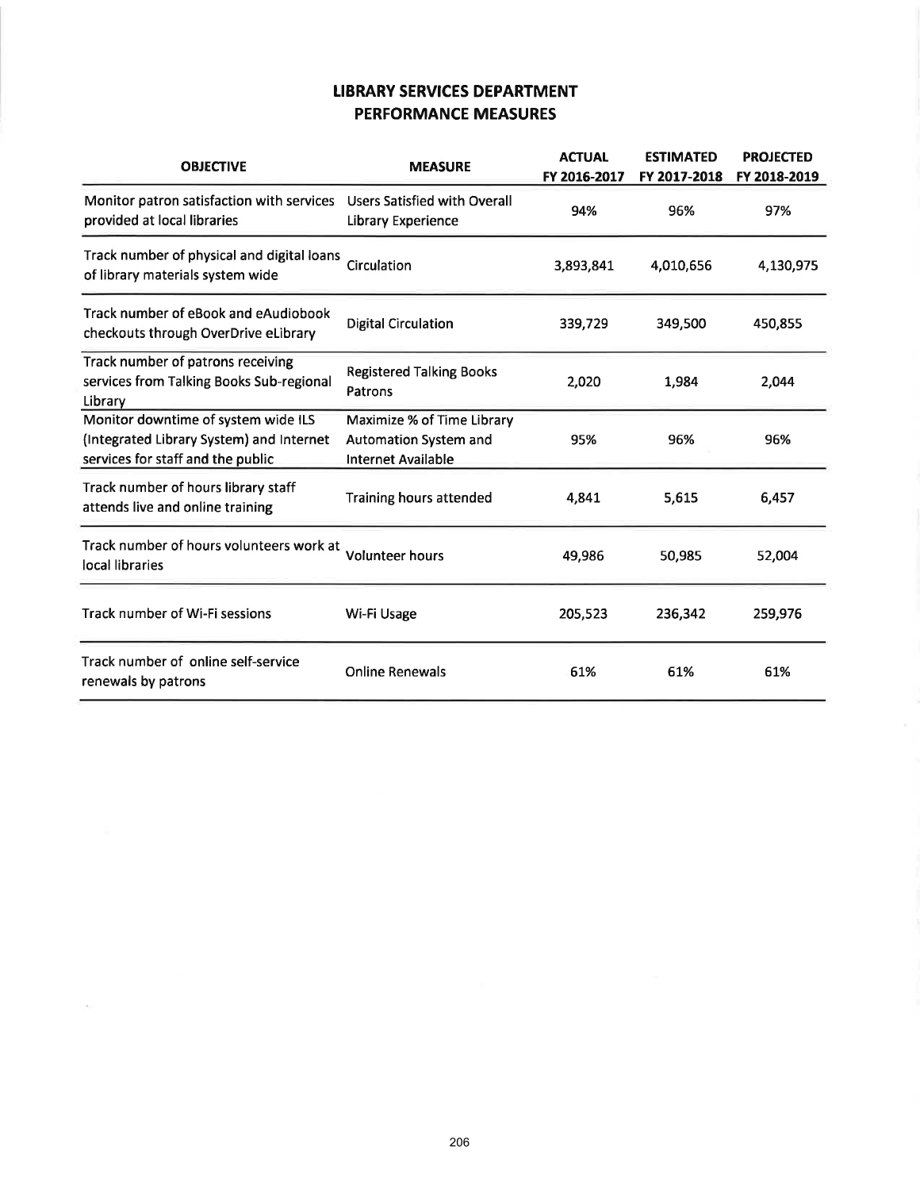# LIBRARY SERVICES DEPARTMENT
## PERFORMANCE MEASURES

| OBJECTIVE | MEASURE | ACTUAL FY 2016-2017 | ESTIMATED FY 2017-2018 | PROJECTED FY 2018-2019 |
|---|---|---|---|---|
| Monitor patron satisfaction with services provided at local libraries | Users Satisfied with Overall Library Experience | 94% | 96% | 97% |
| Track number of physical and digital loans of library materials system wide | Circulation | 3,893,841 | 4,010,656 | 4,130,975 |
| Track number of eBook and eAudiobook checkouts through OverDrive eLibrary | Digital Circulation | 339,729 | 349,500 | 450,855 |
| Track number of patrons receiving services from Talking Books Sub-regional Library | Registered Talking Books Patrons | 2,020 | 1,984 | 2,044 |
| Monitor downtime of system wide ILS (Integrated Library System) and Internet services for staff and the public | Maximize % of Time Library Automation System and Internet Available | 95% | 96% | 96% |
| Track number of hours library staff attends live and online training | Training hours attended | 4,841 | 5,615 | 6,457 |
| Track number of hours volunteers work at local libraries | Volunteer hours | 49,986 | 50,985 | 52,004 |
| Track number of Wi-Fi sessions | Wi-Fi Usage | 205,523 | 236,342 | 259,976 |
| Track number of online self-service renewals by patrons | Online Renewals | 61% | 61% | 61% |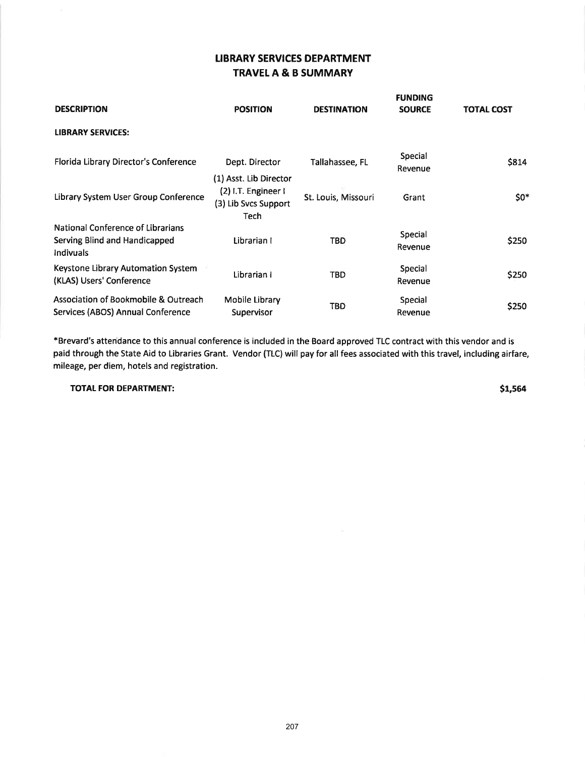# LIBRARY SERVICES DEPARTMENT
## TRAVEL A & B SUMMARY

| DESCRIPTION | POSITION | DESTINATION | FUNDING SOURCE | TOTAL COST |
|---|---|---|---|---|
| **LIBRARY SERVICES:** | | | | |
| Florida Library Director's Conference | Dept. Director | Tallahassee, FL | Special Revenue | $814 |
| Library System User Group Conference | (1) Asst. Lib Director (2) I.T. Engineer I (3) Lib Svcs Support Tech | St. Louis, Missouri | Grant | $0* |
| National Conference of Librarians Serving Blind and Handicapped Indivuals | Librarian I | TBD | Special Revenue | $250 |
| Keystone Library Automation System (KLAS) Users' Conference | Librarian I | TBD | Special Revenue | $250 |
| Association of Bookmobile & Outreach Services (ABOS) Annual Conference | Mobile Library Supervisor | TBD | Special Revenue | $250 |

*Brevard's attendance to this annual conference is included in the Board approved TLC contract with this vendor and is paid through the State Aid to Libraries Grant. Vendor (TLC) will pay for all fees associated with this travel, including airfare, mileage, per diem, hotels and registration.

**TOTAL FOR DEPARTMENT:** **$1,564**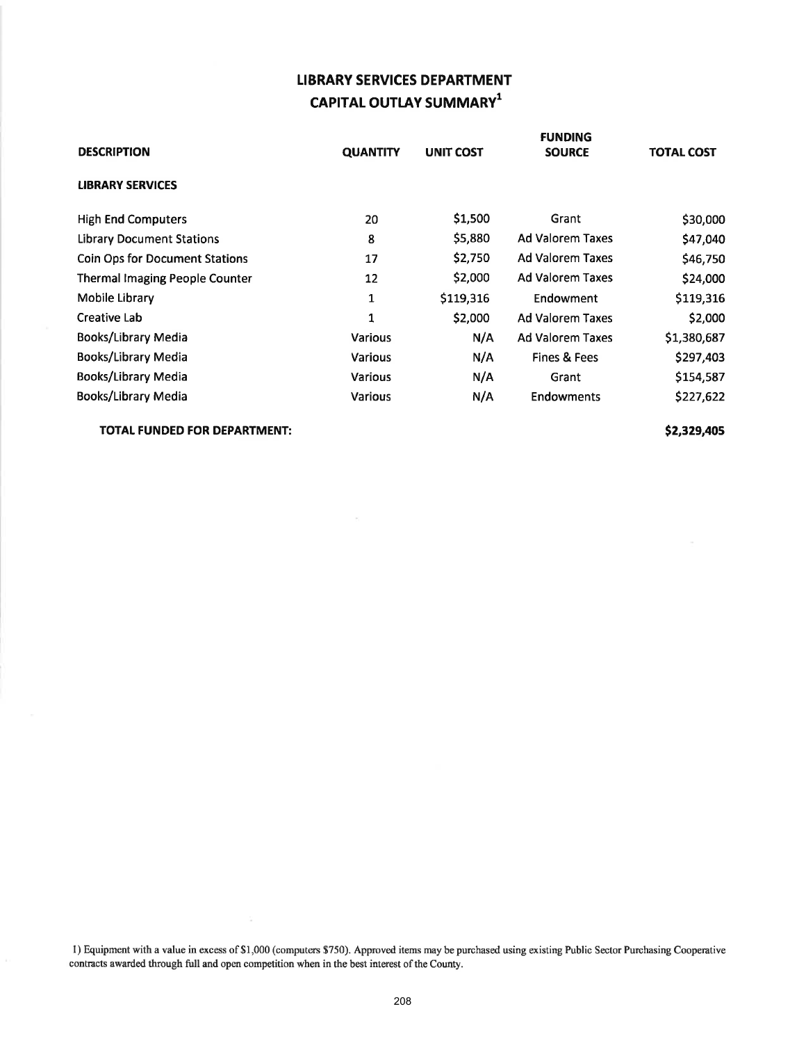# LIBRARY SERVICES DEPARTMENT
## CAPITAL OUTLAY SUMMARY[1]

| DESCRIPTION | QUANTITY | UNIT COST | FUNDING SOURCE | TOTAL COST |
|---|---|---|---|---|
| **LIBRARY SERVICES** | | | | |
| High End Computers | 20 | $1,500 | Grant | $30,000 |
| Library Document Stations | 8 | $5,880 | Ad Valorem Taxes | $47,040 |
| Coin Ops for Document Stations | 17 | $2,750 | Ad Valorem Taxes | $46,750 |
| Thermal Imaging People Counter | 12 | $2,000 | Ad Valorem Taxes | $24,000 |
| Mobile Library | 1 | $119,316 | Endowment | $119,316 |
| Creative Lab | 1 | $2,000 | Ad Valorem Taxes | $2,000 |
| Books/Library Media | Various | N/A | Ad Valorem Taxes | $1,380,687 |
| Books/Library Media | Various | N/A | Fines & Fees | $297,403 |
| Books/Library Media | Various | N/A | Grant | $154,587 |
| Books/Library Media | Various | N/A | Endowments | $227,622 |
| **TOTAL FUNDED FOR DEPARTMENT:** | | | | **$2,329,405** |

1) Equipment with a value in excess of $1,000 (computers $750). Approved items may be purchased using existing Public Sector Purchasing Cooperative contracts awarded through full and open competition when in the best interest of the County.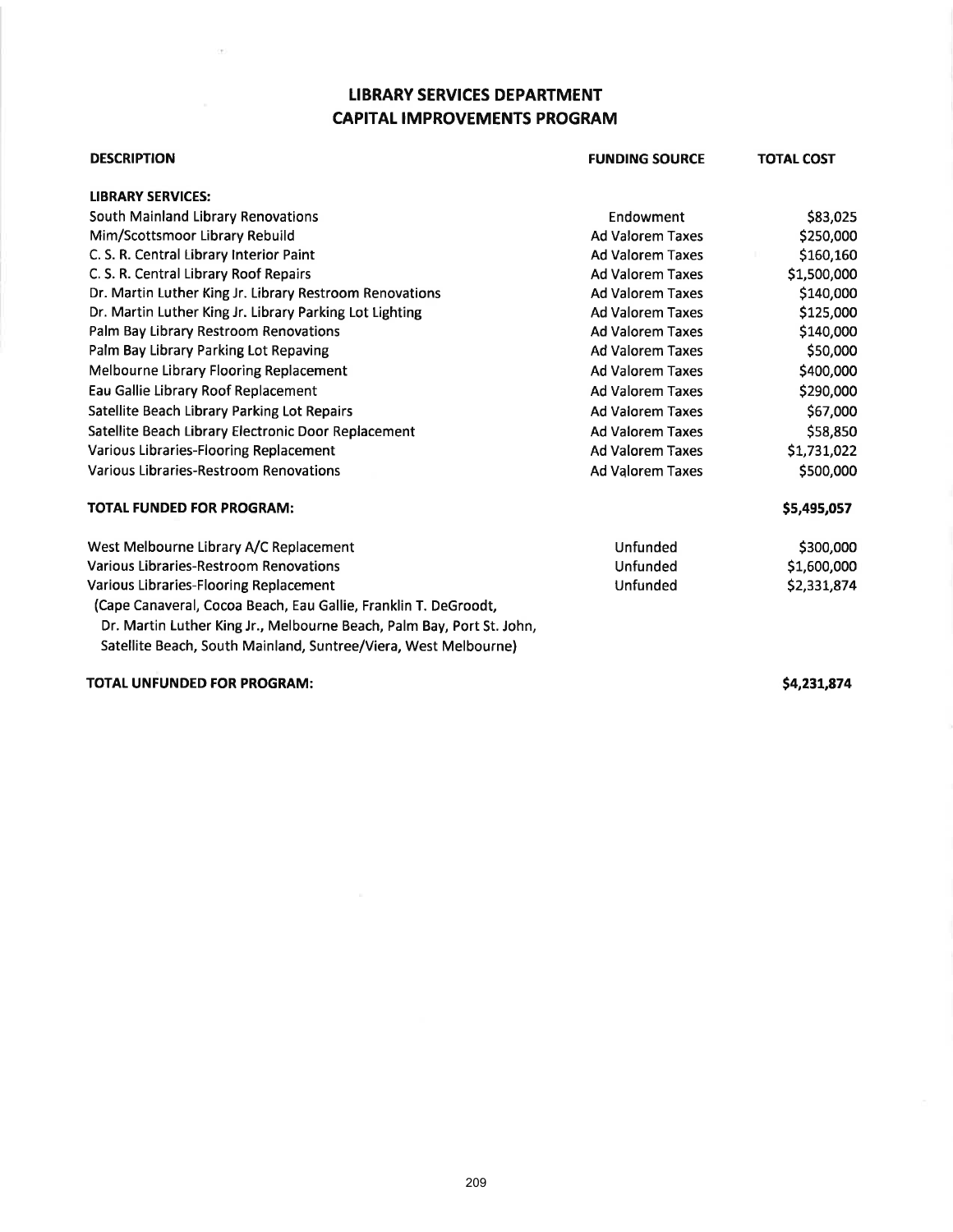# LIBRARY SERVICES DEPARTMENT
## CAPITAL IMPROVEMENTS PROGRAM

| DESCRIPTION | FUNDING SOURCE | TOTAL COST |
|---|---|---|
| **LIBRARY SERVICES:** | | |
| South Mainland Library Renovations | Endowment | $83,025 |
| Mim/Scottsmoor Library Rebuild | Ad Valorem Taxes | $250,000 |
| C. S. R. Central Library Interior Paint | Ad Valorem Taxes | $160,160 |
| C. S. R. Central Library Roof Repairs | Ad Valorem Taxes | $1,500,000 |
| Dr. Martin Luther King Jr. Library Restroom Renovations | Ad Valorem Taxes | $140,000 |
| Dr. Martin Luther King Jr. Library Parking Lot Lighting | Ad Valorem Taxes | $125,000 |
| Palm Bay Library Restroom Renovations | Ad Valorem Taxes | $140,000 |
| Palm Bay Library Parking Lot Repaving | Ad Valorem Taxes | $50,000 |
| Melbourne Library Flooring Replacement | Ad Valorem Taxes | $400,000 |
| Eau Gallie Library Roof Replacement | Ad Valorem Taxes | $290,000 |
| Satellite Beach Library Parking Lot Repairs | Ad Valorem Taxes | $67,000 |
| Satellite Beach Library Electronic Door Replacement | Ad Valorem Taxes | $58,850 |
| Various Libraries-Flooring Replacement | Ad Valorem Taxes | $1,731,022 |
| Various Libraries-Restroom Renovations | Ad Valorem Taxes | $500,000 |
| **TOTAL FUNDED FOR PROGRAM:** | | **$5,495,057** |
| West Melbourne Library A/C Replacement | Unfunded | $300,000 |
| Various Libraries-Restroom Renovations | Unfunded | $1,600,000 |
| Various Libraries-Flooring Replacement (Cape Canaveral, Cocoa Beach, Eau Gallie, Franklin T. DeGroodt, Dr. Martin Luther King Jr., Melbourne Beach, Palm Bay, Port St. John, Satellite Beach, South Mainland, Suntree/Viera, West Melbourne) | Unfunded | $2,331,874 |
| **TOTAL UNFUNDED FOR PROGRAM:** | | **$4,231,874** |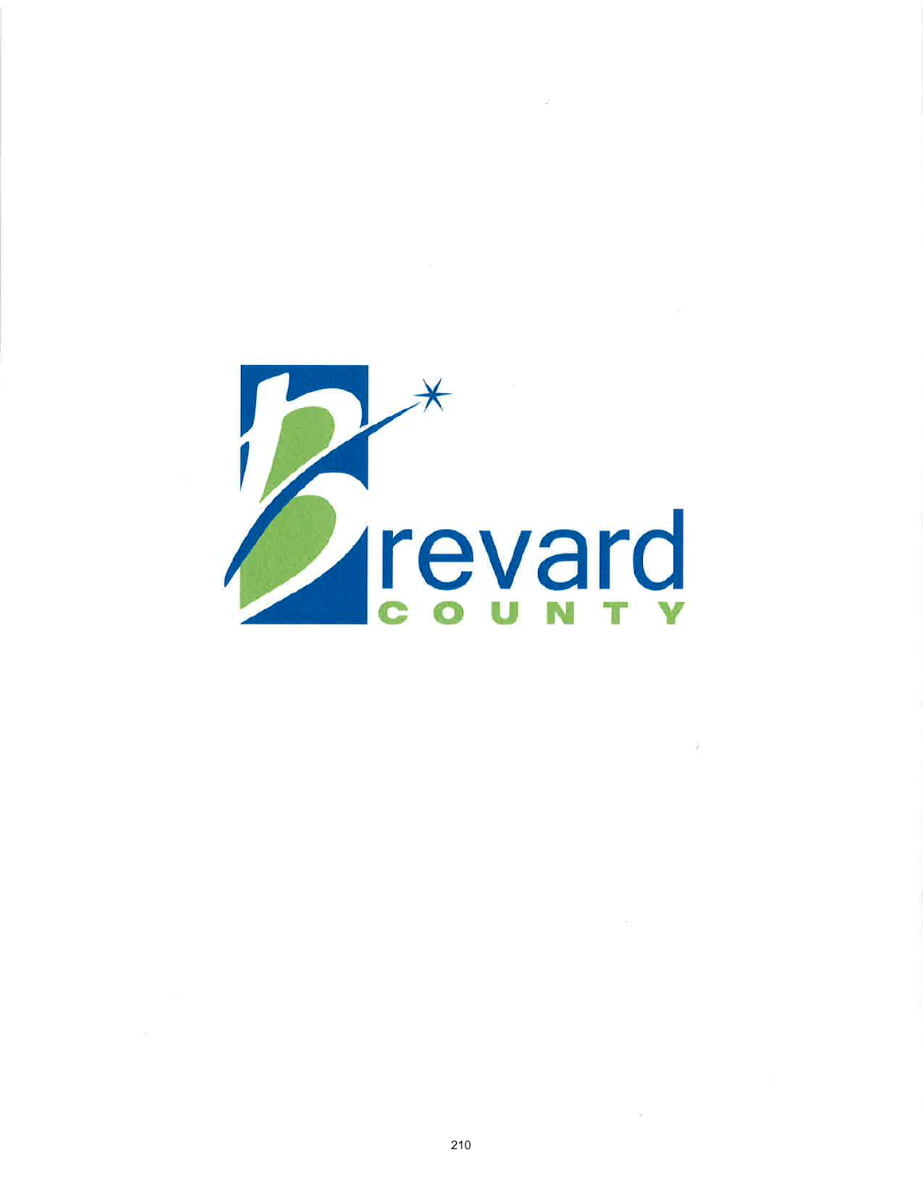Brevard

COUNTY